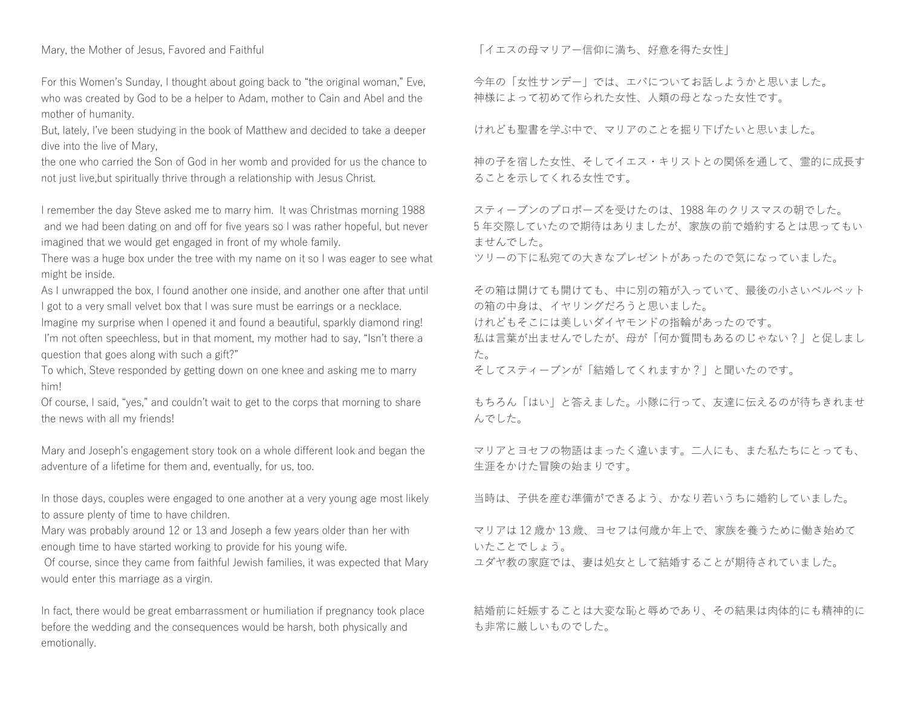Mary, the Mother of Jesus, Favored and Faithful

For this Women's Sunday, I thought about going back to "the original woman," Eve, who was created by God to be a helper to Adam, mother to Cain and Abel and the mother of humanity.
But, lately, I've been studying in the book of Matthew and decided to take a deeper dive into the live of Mary,
the one who carried the Son of God in her womb and provided for us the chance to not just live,but spiritually thrive through a relationship with Jesus Christ.

I remember the day Steve asked me to marry him. It was Christmas morning 1988 and we had been dating on and off for five years so I was rather hopeful, but never imagined that we would get engaged in front of my whole family.
There was a huge box under the tree with my name on it so I was eager to see what might be inside.
As I unwrapped the box, I found another one inside, and another one after that until I got to a very small velvet box that I was sure must be earrings or a necklace.
Imagine my surprise when I opened it and found a beautiful, sparkly diamond ring!
I'm not often speechless, but in that moment, my mother had to say, "Isn't there a question that goes along with such a gift?"
To which, Steve responded by getting down on one knee and asking me to marry him!
Of course, I said, "yes," and couldn't wait to get to the corps that morning to share the news with all my friends!

Mary and Joseph's engagement story took on a whole different look and began the adventure of a lifetime for them and, eventually, for us, too.

In those days, couples were engaged to one another at a very young age most likely to assure plenty of time to have children.
Mary was probably around 12 or 13 and Joseph a few years older than her with enough time to have started working to provide for his young wife.
Of course, since they came from faithful Jewish families, it was expected that Mary would enter this marriage as a virgin.

In fact, there would be great embarrassment or humiliation if pregnancy took place before the wedding and the consequences would be harsh, both physically and emotionally.

「イエスの母マリアー信仰に満ち、好意を得た女性」

今年の「女性サンデー」では、エバについてお話しようかと思いました。
神様によって初めて作られた女性、人類の母となった女性です。

けれども聖書を学ぶ中で、マリアのことを掘り下げたいと思いました。

神の子を宿した女性、そしてイエス・キリストとの関係を通して、霊的に成長することを示してくれる女性です。

スティーブンのプロポーズを受けたのは、1988年のクリスマスの朝でした。
5年交際していたので期待はありましたが、家族の前で婚約するとは思ってもいませんでした。
ツリーの下に私宛ての大きなプレゼントがあったので気になっていました。

その箱は開けても開けても、中に別の箱が入っていて、最後の小さいベルベットの箱の中身は、イヤリングだろうと思いました。
けれどもそこには美しいダイヤモンドの指輪があったのです。
私は言葉が出ませんでしたが、母が「何か質問もあるのじゃない？」と促しました。
そしてスティーブンが「結婚してくれますか？」と聞いたのです。

もちろん「はい」と答えました。小隊に行って、友達に伝えるのが待ちきれませんでした。

マリアとヨセフの物語はまったく違います。二人にも、また私たちにとっても、生涯をかけた冒険の始まりです。

当時は、子供を産む準備ができるよう、かなり若いうちに婚約していました。

マリアは12歳か13歳、ヨセフは何歳か年上で、家族を養うために働き始めていたことでしょう。
ユダヤ教の家庭では、妻は処女として結婚することが期待されていました。

結婚前に妊娠することは大変な恥と辱めであり、その結果は肉体的にも精神的にも非常に厳しいものでした。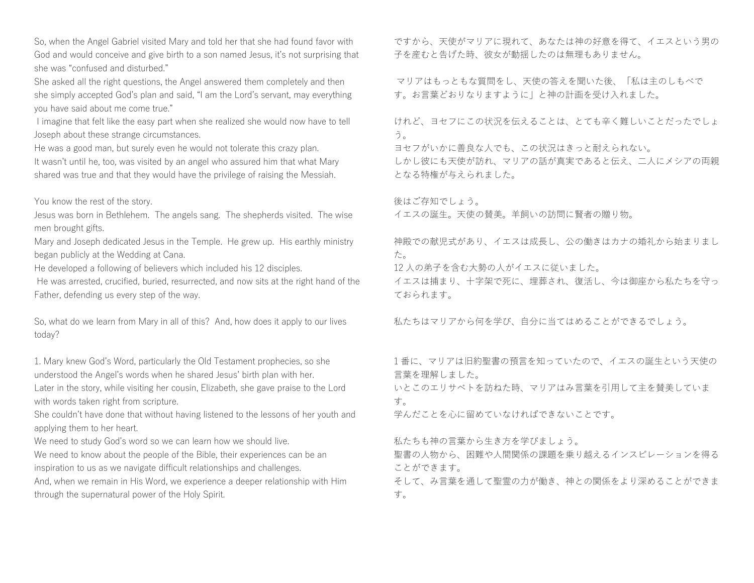So, when the Angel Gabriel visited Mary and told her that she had found favor with God and would conceive and give birth to a son named Jesus, it's not surprising that she was "confused and disturbed."

She asked all the right questions, the Angel answered them completely and then she simply accepted God's plan and said, "I am the Lord's servant, may everything you have said about me come true."

I imagine that felt like the easy part when she realized she would now have to tell Joseph about these strange circumstances.

He was a good man, but surely even he would not tolerate this crazy plan.

It wasn't until he, too, was visited by an angel who assured him that what Mary shared was true and that they would have the privilege of raising the Messiah.

You know the rest of the story.

Jesus was born in Bethlehem. The angels sang. The shepherds visited. The wise men brought gifts.

Mary and Joseph dedicated Jesus in the Temple. He grew up. His earthly ministry began publicly at the Wedding at Cana.

He developed a following of believers which included his 12 disciples.

He was arrested, crucified, buried, resurrected, and now sits at the right hand of the Father, defending us every step of the way.

So, what do we learn from Mary in all of this? And, how does it apply to our lives today?

1. Mary knew God's Word, particularly the Old Testament prophecies, so she understood the Angel's words when he shared Jesus' birth plan with her.

Later in the story, while visiting her cousin, Elizabeth, she gave praise to the Lord with words taken right from scripture.

She couldn't have done that without having listened to the lessons of her youth and applying them to her heart.

We need to study God's word so we can learn how we should live.

We need to know about the people of the Bible, their experiences can be an inspiration to us as we navigate difficult relationships and challenges.

And, when we remain in His Word, we experience a deeper relationship with Him through the supernatural power of the Holy Spirit.

ですから、天使がマリアに現れて、あなたは神の好意を得て、イエスという男の子を産むと告げた時、彼女が動揺したのは無理もありません。

マリアはもっともな質問をし、天使の答えを聞いた後、「私は主のしもべです。お言葉どおりなりますように」と神の計画を受け入れました。

けれど、ヨセフにこの状況を伝えることは、とても辛く難しいことだったでしょう。

ヨセフがいかに善良な人でも、この状況はきっと耐えられない。

しかし彼にも天使が訪れ、マリアの話が真実であると伝え、二人にメシアの両親となる特権が与えられました。

後はご存知でしょう。

イエスの誕生。天使の賛美。羊飼いの訪問に賢者の贈り物。

神殿での献児式があり、イエスは成長し、公の働きはカナの婚礼から始まりました。

12 人の弟子を含む大勢の人がイエスに従いました。

イエスは捕まり、十字架で死に、埋葬され、復活し、今は御座から私たちを守っておられます。

私たちはマリアから何を学び、自分に当てはめることができるでしょう。

1 番に、マリアは旧約聖書の預言を知っていたので、イエスの誕生という天使の言葉を理解しました。

いとこのエリサベトを訪ねた時、マリアはみ言葉を引用して主を賛美しています。

学んだことを心に留めていなければできないことです。

私たちも神の言葉から生き方を学びましょう。

聖書の人物から、困難や人間関係の課題を乗り越えるインスピレーションを得ることができます。

そして、み言葉を通して聖霊の力が働き、神との関係をより深めることができます。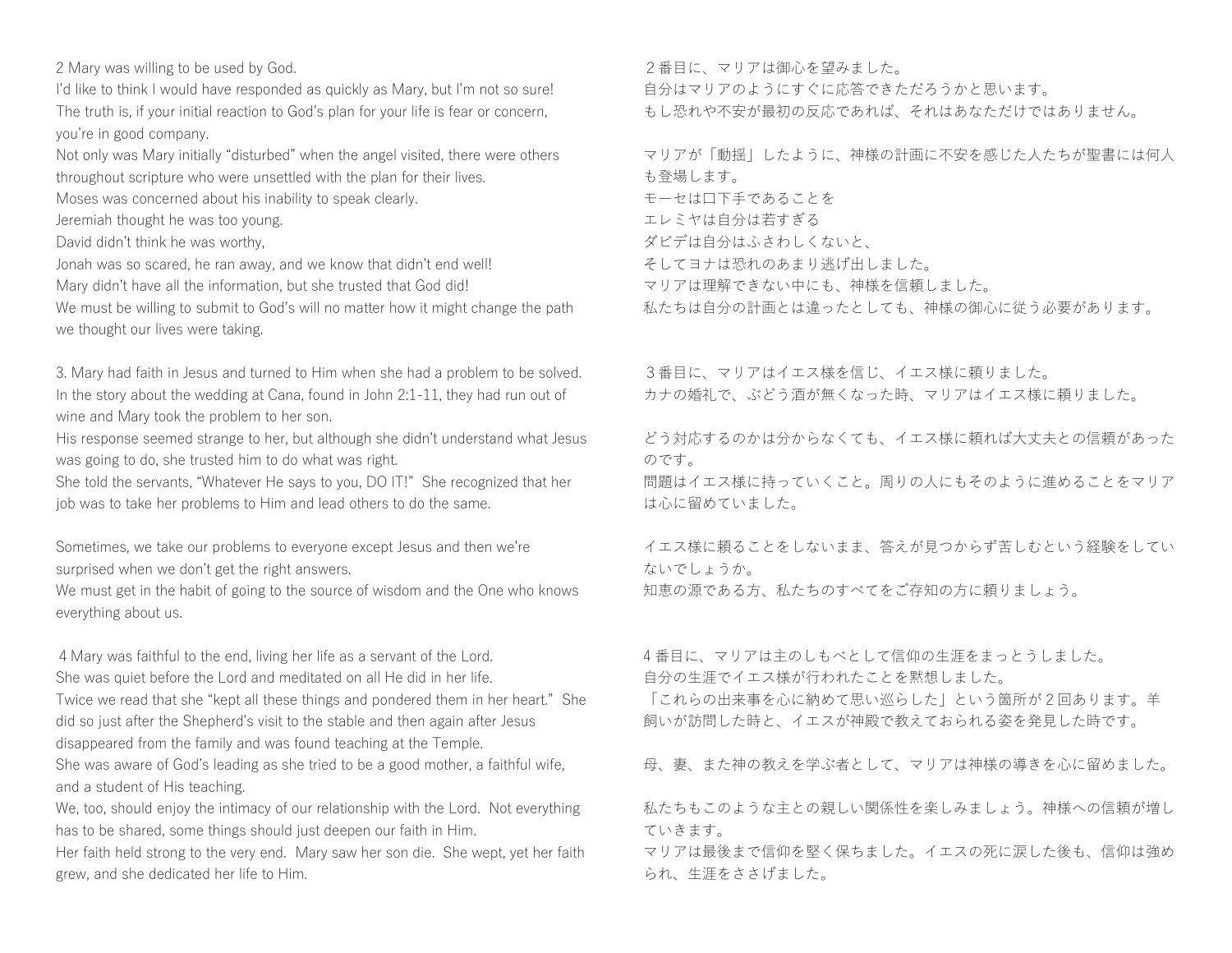2 Mary was willing to be used by God.
I'd like to think I would have responded as quickly as Mary, but I'm not so sure! The truth is, if your initial reaction to God's plan for your life is fear or concern, you're in good company.
Not only was Mary initially "disturbed" when the angel visited, there were others throughout scripture who were unsettled with the plan for their lives.
Moses was concerned about his inability to speak clearly.
Jeremiah thought he was too young.
David didn't think he was worthy,
Jonah was so scared, he ran away, and we know that didn't end well!
Mary didn't have all the information, but she trusted that God did!
We must be willing to submit to God's will no matter how it might change the path we thought our lives were taking.

3. Mary had faith in Jesus and turned to Him when she had a problem to be solved.
In the story about the wedding at Cana, found in John 2:1-11, they had run out of wine and Mary took the problem to her son.
His response seemed strange to her, but although she didn't understand what Jesus was going to do, she trusted him to do what was right.
She told the servants, "Whatever He says to you, DO IT!" She recognized that her job was to take her problems to Him and lead others to do the same.

Sometimes, we take our problems to everyone except Jesus and then we're surprised when we don't get the right answers.
We must get in the habit of going to the source of wisdom and the One who knows everything about us.

4 Mary was faithful to the end, living her life as a servant of the Lord.
She was quiet before the Lord and meditated on all He did in her life.
Twice we read that she "kept all these things and pondered them in her heart." She did so just after the Shepherd's visit to the stable and then again after Jesus disappeared from the family and was found teaching at the Temple.
She was aware of God's leading as she tried to be a good mother, a faithful wife, and a student of His teaching.
We, too, should enjoy the intimacy of our relationship with the Lord. Not everything has to be shared, some things should just deepen our faith in Him.
Her faith held strong to the very end. Mary saw her son die. She wept, yet her faith grew, and she dedicated her life to Him.

２番目に、マリアは御心を望みました。
自分はマリアのようにすぐに応答できただろうかと思います。
もし恐れや不安が最初の反応であれば、それはあなただけではありません。

マリアが「動揺」したように、神様の計画に不安を感じた人たちが聖書には何人も登場します。
モーセは口下手であることを
エレミヤは自分は若すぎる
ダビデは自分はふさわしくないと、
そしてヨナは恐れのあまり逃げ出しました。
マリアは理解できない中にも、神様を信頼しました。
私たちは自分の計画とは違ったとしても、神様の御心に従う必要があります。

３番目に、マリアはイエス様を信じ、イエス様に頼りました。
カナの婚礼で、ぶどう酒が無くなった時、マリアはイエス様に頼りました。

どう対応するのかは分からなくても、イエス様に頼れば大丈夫との信頼があったのです。
問題はイエス様に持っていくこと。周りの人にもそのように進めることをマリアは心に留めていました。

イエス様に頼ることをしないまま、答えが見つからず苦しむという経験をしていないでしょうか。
知恵の源である方、私たちのすべてをご存知の方に頼りましょう。

4 番目に、マリアは主のしもべとして信仰の生涯をまっとうしました。
自分の生涯でイエス様が行われたことを黙想しました。
「これらの出来事を心に納めて思い巡らした」という箇所が 2 回あります。羊飼いが訪問した時と、イエスが神殿で教えておられる姿を発見した時です。

母、妻、また神の教えを学ぶ者として、マリアは神様の導きを心に留めました。

私たちもこのような主との親しい関係性を楽しみましょう。神様への信頼が増していきます。
マリアは最後まで信仰を堅く保ちました。イエスの死に涙した後も、信仰は強められ、生涯をささげました。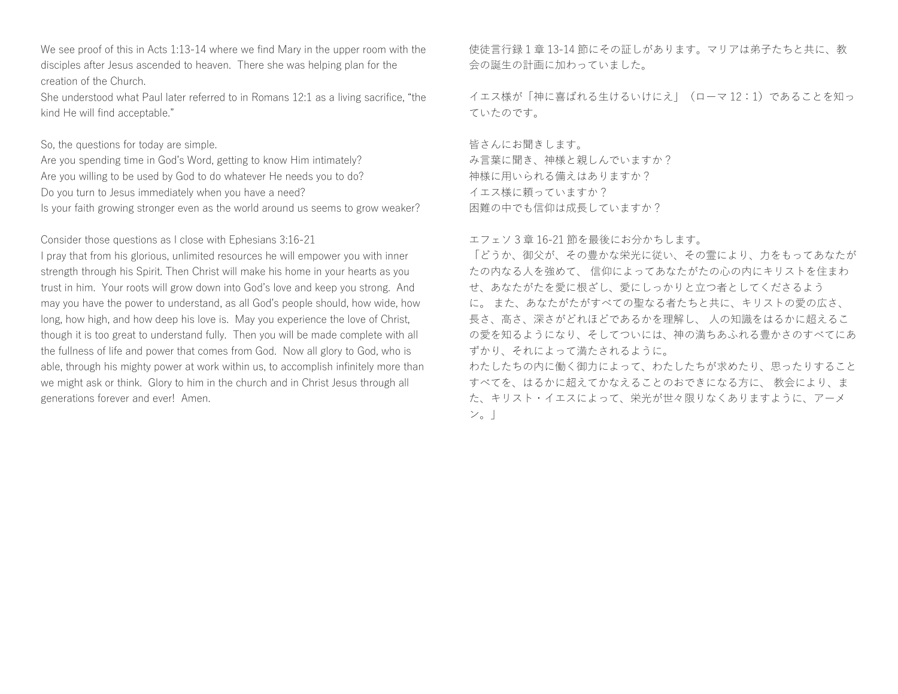We see proof of this in Acts 1:13-14 where we find Mary in the upper room with the disciples after Jesus ascended to heaven. There she was helping plan for the creation of the Church.
She understood what Paul later referred to in Romans 12:1 as a living sacrifice, "the kind He will find acceptable."

So, the questions for today are simple.
Are you spending time in God's Word, getting to know Him intimately?
Are you willing to be used by God to do whatever He needs you to do?
Do you turn to Jesus immediately when you have a need?
Is your faith growing stronger even as the world around us seems to grow weaker?

Consider those questions as I close with Ephesians 3:16-21
I pray that from his glorious, unlimited resources he will empower you with inner strength through his Spirit. Then Christ will make his home in your hearts as you trust in him. Your roots will grow down into God's love and keep you strong. And may you have the power to understand, as all God's people should, how wide, how long, how high, and how deep his love is. May you experience the love of Christ, though it is too great to understand fully. Then you will be made complete with all the fullness of life and power that comes from God. Now all glory to God, who is able, through his mighty power at work within us, to accomplish infinitely more than we might ask or think. Glory to him in the church and in Christ Jesus through all generations forever and ever! Amen.

使徒言行録 1 章 13-14 節にその証しがあります。マリアは弟子たちと共に、教会の誕生の計画に加わっていました。

イエス様が「神に喜ばれる生けるいけにえ」（ローマ 12：1）であることを知っていたのです。

皆さんにお聞きします。
み言葉に聞き、神様と親しんでいますか？
神様に用いられる備えはありますか？
イエス様に頼っていますか？
困難の中でも信仰は成長していますか？

エフェソ 3 章 16-21 節を最後にお分かちします。
「どうか、御父が、その豊かな栄光に従い、その霊により、力をもってあなたがたの内なる人を強めて、 信仰によってあなたがたの心の内にキリストを住まわせ、あなたがたを愛に根ざし、愛にしっかりと立つ者としてくださるように。 また、あなたがたがすべての聖なる者たちと共に、キリストの愛の広さ、長さ、高さ、深さがどれほどであるかを理解し、 人の知識をはるかに超えるこの愛を知るようになり、そしてついには、神の満ちあふれる豊かさのすべてにあずかり、それによって満たされるように。
わたしたちの内に働く御力によって、わたしたちが求めたり、思ったりすることすべてを、はるかに超えてかなえることのおできになる方に、 教会により、また、キリスト・イエスによって、栄光が世々限りなくありますように、アーメン。」